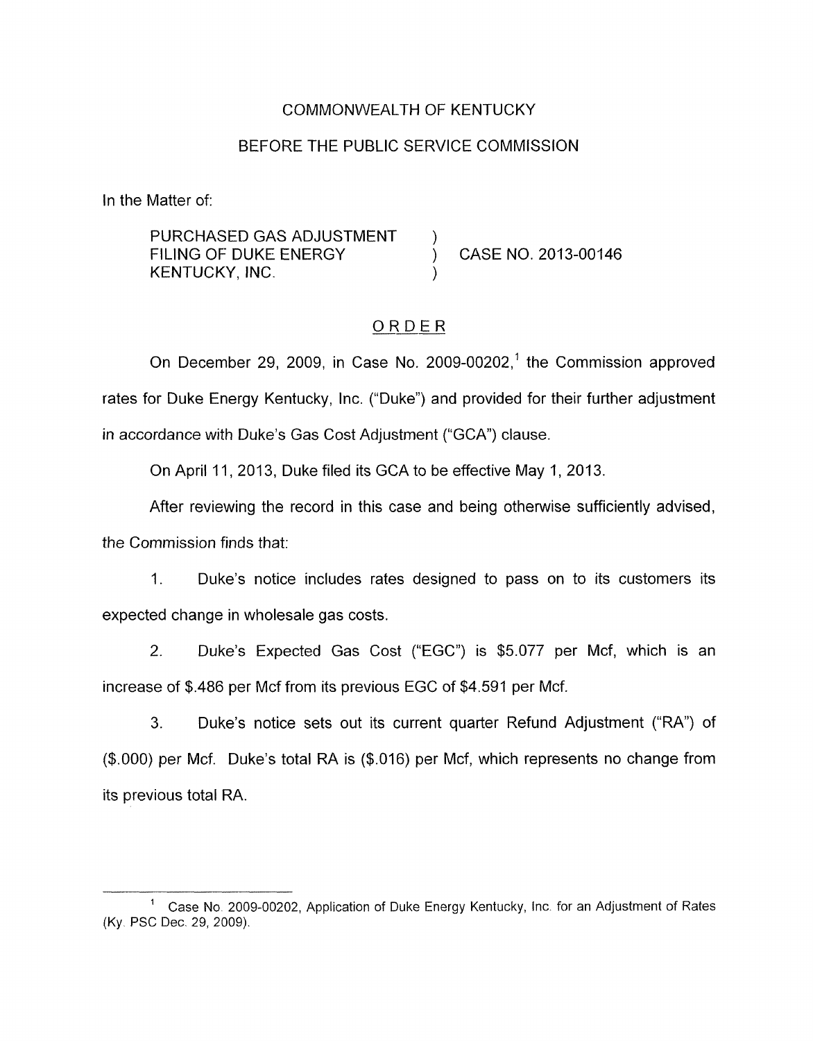COMMONWEALTH OF KENTUCKY

BEFORE THE PUBLIC SERVICE COMMISSION

In the Matter of:

PURCHASED GAS ADJUSTMENT FILING OF DUKE ENERGY KENTUCKY, INC. ) CASE NO. 2013-00146

## ORDER

On December 29, 2009, in Case No. 2009-00202,[1] the Commission approved rates for Duke Energy Kentucky, Inc. ("Duke") and provided for their further adjustment in accordance with Duke's Gas Cost Adjustment ("GCA") clause.

On April 11, 2013, Duke filed its GCA to be effective May 1, 2013.

After reviewing the record in this case and being otherwise sufficiently advised, the Commission finds that:

1. Duke's notice includes rates designed to pass on to its customers its expected change in wholesale gas costs.

2. Duke's Expected Gas Cost ("EGC") is $5.077 per Mcf, which is an increase of $.486 per Mcf from its previous EGC of $4.591 per Mcf.

3. Duke's notice sets out its current quarter Refund Adjustment ("RA") of ($.000) per Mcf. Duke's total RA is ($.016) per Mcf, which represents no change from its previous total RA.

---

[1] Case No. 2009-00202, Application of Duke Energy Kentucky, Inc. for an Adjustment of Rates (Ky. PSC Dec. 29, 2009).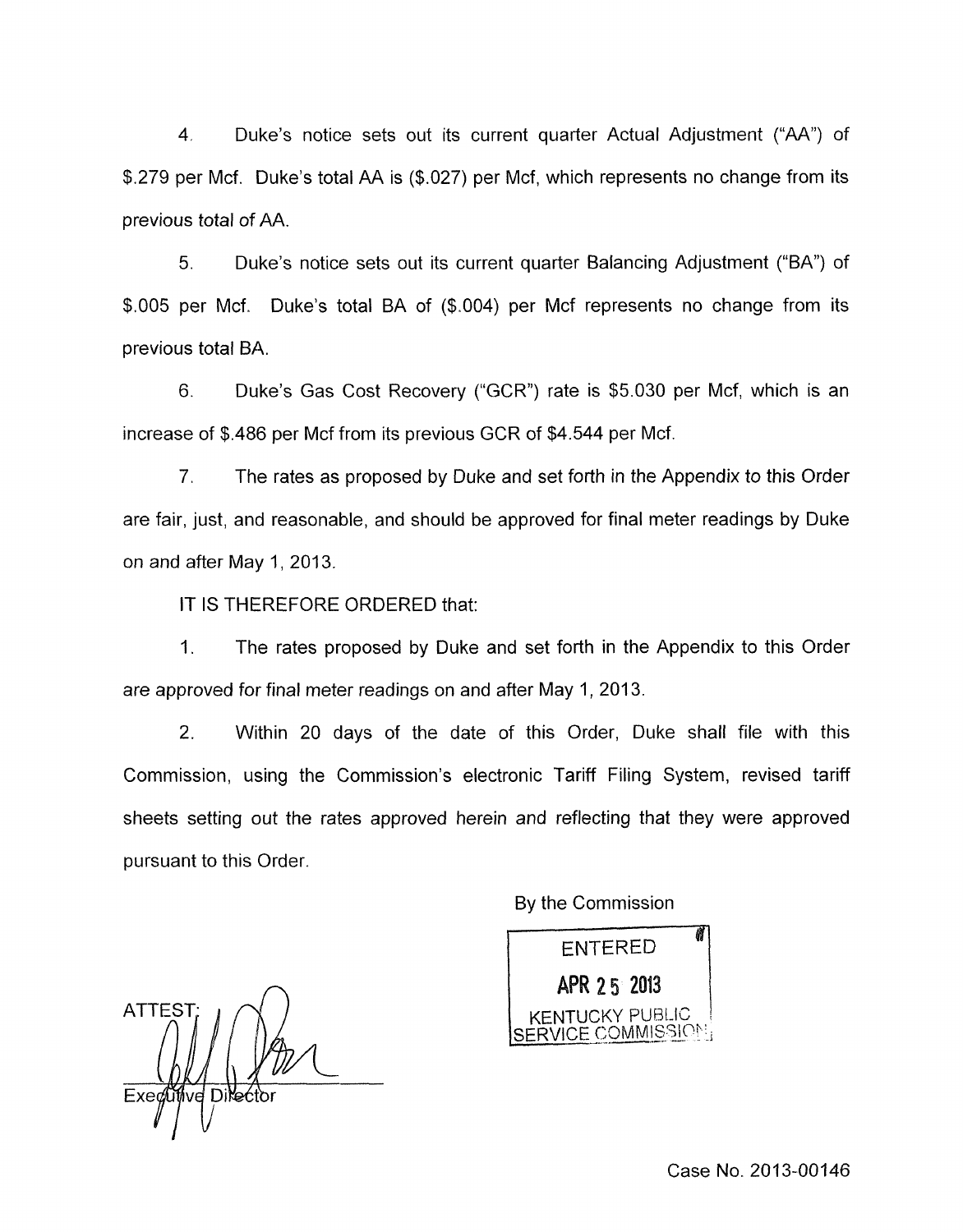4. Duke's notice sets out its current quarter Actual Adjustment ("AA") of $.279 per Mcf. Duke's total AA is ($.027) per Mcf, which represents no change from its previous total of AA.

5. Duke's notice sets out its current quarter Balancing Adjustment ("BA") of $.005 per Mcf. Duke's total BA of ($.004) per Mcf represents no change from its previous total BA.

6. Duke's Gas Cost Recovery ("GCR") rate is $5.030 per Mcf, which is an increase of $.486 per Mcf from its previous GCR of $4.544 per Mcf.

7. The rates as proposed by Duke and set forth in the Appendix to this Order are fair, just, and reasonable, and should be approved for final meter readings by Duke on and after May 1, 2013.

IT IS THEREFORE ORDERED that:

1. The rates proposed by Duke and set forth in the Appendix to this Order are approved for final meter readings on and after May 1, 2013.

2. Within 20 days of the date of this Order, Duke shall file with this Commission, using the Commission's electronic Tariff Filing System, revised tariff sheets setting out the rates approved herein and reflecting that they were approved pursuant to this Order.

By the Commission

ENTERED
APR 25 2013
KENTUCKY PUBLIC SERVICE COMMISSION

ATTEST:

Executive Director

Case No. 2013-00146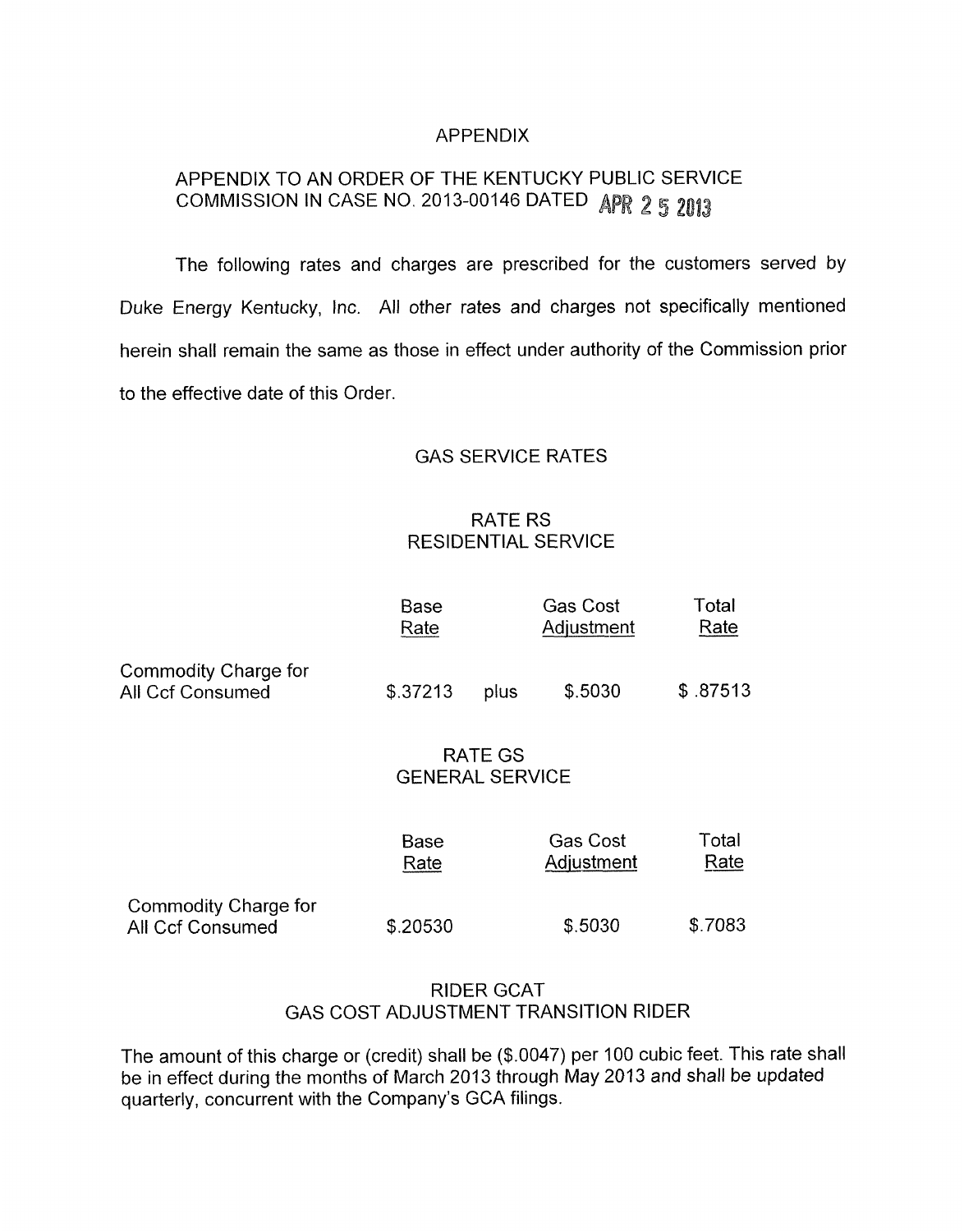# APPENDIX

## APPENDIX TO AN ORDER OF THE KENTUCKY PUBLIC SERVICE COMMISSION IN CASE NO. 2013-00146 DATED APR 25 2013

The following rates and charges are prescribed for the customers served by Duke Energy Kentucky, Inc. All other rates and charges not specifically mentioned herein shall remain the same as those in effect under authority of the Commission prior to the effective date of this Order.

### GAS SERVICE RATES

#### RATE RS
#### RESIDENTIAL SERVICE

| | Base Rate | | Gas Cost Adjustment | Total Rate |
|---|---|---|---|---|
| Commodity Charge for All Ccf Consumed | $.37213 | plus | $.5030 | $ .87513 |

#### RATE GS
#### GENERAL SERVICE

| | Base Rate | Gas Cost Adjustment | Total Rate |
|---|---|---|---|
| Commodity Charge for All Ccf Consumed | $.20530 | $.5030 | $.7083 |

#### RIDER GCAT
#### GAS COST ADJUSTMENT TRANSITION RIDER

The amount of this charge or (credit) shall be ($.0047) per 100 cubic feet. This rate shall be in effect during the months of March 2013 through May 2013 and shall be updated quarterly, concurrent with the Company's GCA filings.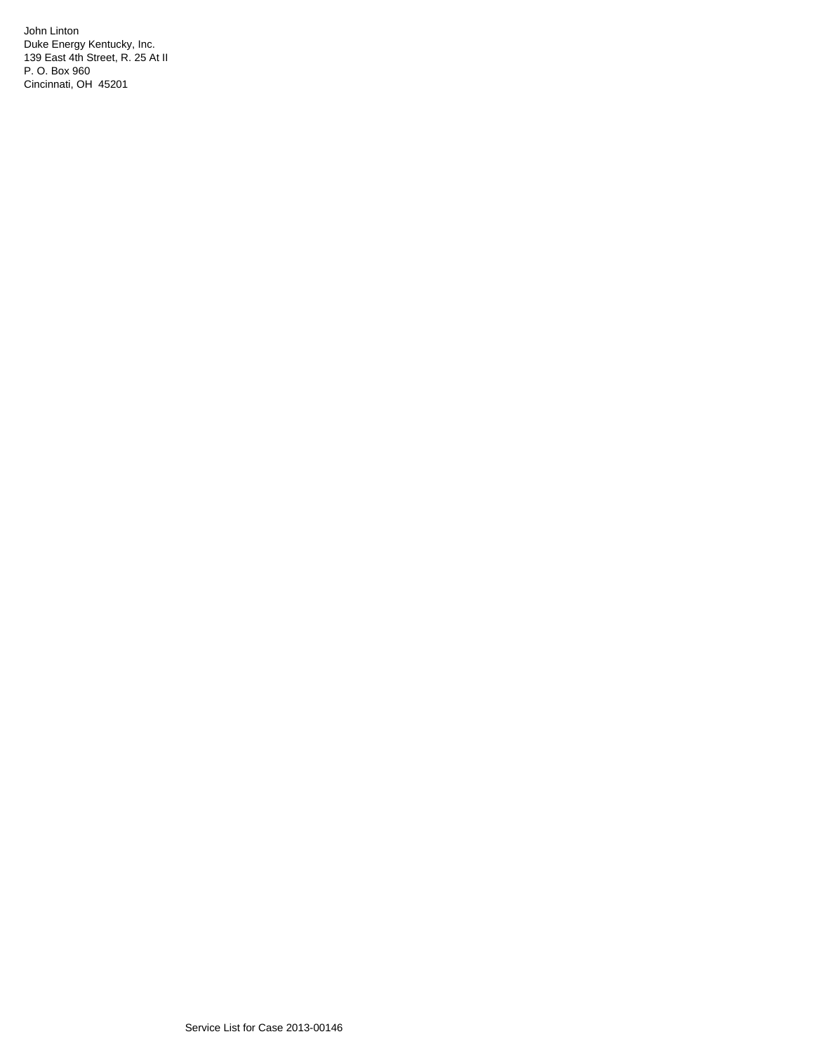John Linton
Duke Energy Kentucky, Inc.
139 East 4th Street, R. 25 At II
P. O. Box 960
Cincinnati, OH  45201